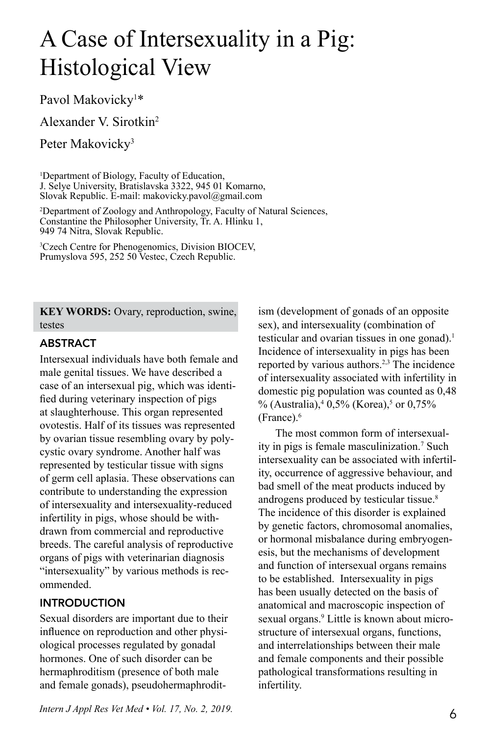# A Case of Intersexuality in a Pig: Histological View

Pavol Makovicky[1]*

Alexander V. Sirotkin[2]

Peter Makovicky[3]

[1]Department of Biology, Faculty of Education, J. Selye University, Bratislavska 3322, 945 01 Komarno, Slovak Republic. E-mail: makovicky.pavol@gmail.com

[2]Department of Zoology and Anthropology, Faculty of Natural Sciences, Constantine the Philosopher University, Tr. A. Hlinku 1, 949 74 Nitra, Slovak Republic.

[3]Czech Centre for Phenogenomics, Division BIOCEV, Prumyslova 595, 252 50 Vestec, Czech Republic.

**KEY WORDS:** Ovary, reproduction, swine, testes

## ABSTRACT

Intersexual individuals have both female and male genital tissues. We have described a case of an intersexual pig, which was identified during veterinary inspection of pigs at slaughterhouse. This organ represented ovotestis. Half of its tissues was represented by ovarian tissue resembling ovary by polycystic ovary syndrome. Another half was represented by testicular tissue with signs of germ cell aplasia. These observations can contribute to understanding the expression of intersexuality and intersexuality-reduced infertility in pigs, whose should be withdrawn from commercial and reproductive breeds. The careful analysis of reproductive organs of pigs with veterinarian diagnosis "intersexuality" by various methods is recommended.

## INTRODUCTION

Sexual disorders are important due to their influence on reproduction and other physiological processes regulated by gonadal hormones. One of such disorder can be hermaphroditism (presence of both male and female gonads), pseudohermaphroditism (development of gonads of an opposite sex), and intersexuality (combination of testicular and ovarian tissues in one gonad).[1] Incidence of intersexuality in pigs has been reported by various authors.[2,3] The incidence of intersexuality associated with infertility in domestic pig population was counted as 0,48 % (Australia),[4] 0,5% (Korea),[5] or 0,75% (France).[6]

The most common form of intersexuality in pigs is female masculinization.[7] Such intersexuality can be associated with infertility, occurrence of aggressive behaviour, and bad smell of the meat products induced by androgens produced by testicular tissue.[8] The incidence of this disorder is explained by genetic factors, chromosomal anomalies, or hormonal misbalance during embryogenesis, but the mechanisms of development and function of intersexual organs remains to be established. Intersexuality in pigs has been usually detected on the basis of anatomical and macroscopic inspection of sexual organs.[9] Little is known about microstructure of intersexual organs, functions, and interrelationships between their male and female components and their possible pathological transformations resulting in infertility.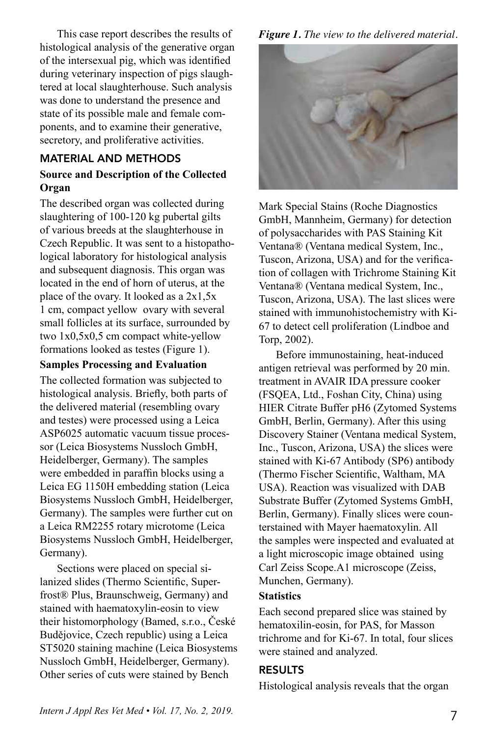This case report describes the results of histological analysis of the generative organ of the intersexual pig, which was identified during veterinary inspection of pigs slaughtered at local slaughterhouse. Such analysis was done to understand the presence and state of its possible male and female components, and to examine their generative, secretory, and proliferative activities.

## MATERIAL AND METHODS

### Source and Description of the Collected Organ

The described organ was collected during slaughtering of 100-120 kg pubertal gilts of various breeds at the slaughterhouse in Czech Republic. It was sent to a histopathological laboratory for histological analysis and subsequent diagnosis. This organ was located in the end of horn of uterus, at the place of the ovary. It looked as a 2x1,5x 1 cm, compact yellow ovary with several small follicles at its surface, surrounded by two 1x0,5x0,5 cm compact white-yellow formations looked as testes (Figure 1).

### Samples Processing and Evaluation

The collected formation was subjected to histological analysis. Briefly, both parts of the delivered material (resembling ovary and testes) were processed using a Leica ASP6025 automatic vacuum tissue processor (Leica Biosystems Nussloch GmbH, Heidelberger, Germany). The samples were embedded in paraffin blocks using a Leica EG 1150H embedding station (Leica Biosystems Nussloch GmbH, Heidelberger, Germany). The samples were further cut on a Leica RM2255 rotary microtome (Leica Biosystems Nussloch GmbH, Heidelberger, Germany).

Sections were placed on special silanized slides (Thermo Scientific, Superfrost® Plus, Braunschweig, Germany) and stained with haematoxylin-eosin to view their histomorphology (Bamed, s.r.o., České Budějovice, Czech republic) using a Leica ST5020 staining machine (Leica Biosystems Nussloch GmbH, Heidelberger, Germany). Other series of cuts were stained by Bench Mark Special Stains (Roche Diagnostics GmbH, Mannheim, Germany) for detection of polysaccharides with PAS Staining Kit Ventana® (Ventana medical System, Inc., Tuscon, Arizona, USA) and for the verification of collagen with Trichrome Staining Kit Ventana® (Ventana medical System, Inc., Tuscon, Arizona, USA). The last slices were stained with immunohistochemistry with Ki-67 to detect cell proliferation (Lindboe and Torp, 2002).

*Figure 1. The view to the delivered material.*

Before immunostaining, heat-induced antigen retrieval was performed by 20 min. treatment in AVAIR IDA pressure cooker (FSQEA, Ltd., Foshan City, China) using HIER Citrate Buffer pH6 (Zytomed Systems GmbH, Berlin, Germany). After this using Discovery Stainer (Ventana medical System, Inc., Tuscon, Arizona, USA) the slices were stained with Ki-67 Antibody (SP6) antibody (Thermo Fischer Scientific, Waltham, MA USA). Reaction was visualized with DAB Substrate Buffer (Zytomed Systems GmbH, Berlin, Germany). Finally slices were counterstained with Mayer haematoxylin. All the samples were inspected and evaluated at a light microscopic image obtained using Carl Zeiss Scope.A1 microscope (Zeiss, Munchen, Germany).

### Statistics

Each second prepared slice was stained by hematoxilin-eosin, for PAS, for Masson trichrome and for Ki-67. In total, four slices were stained and analyzed.

## RESULTS

Histological analysis reveals that the organ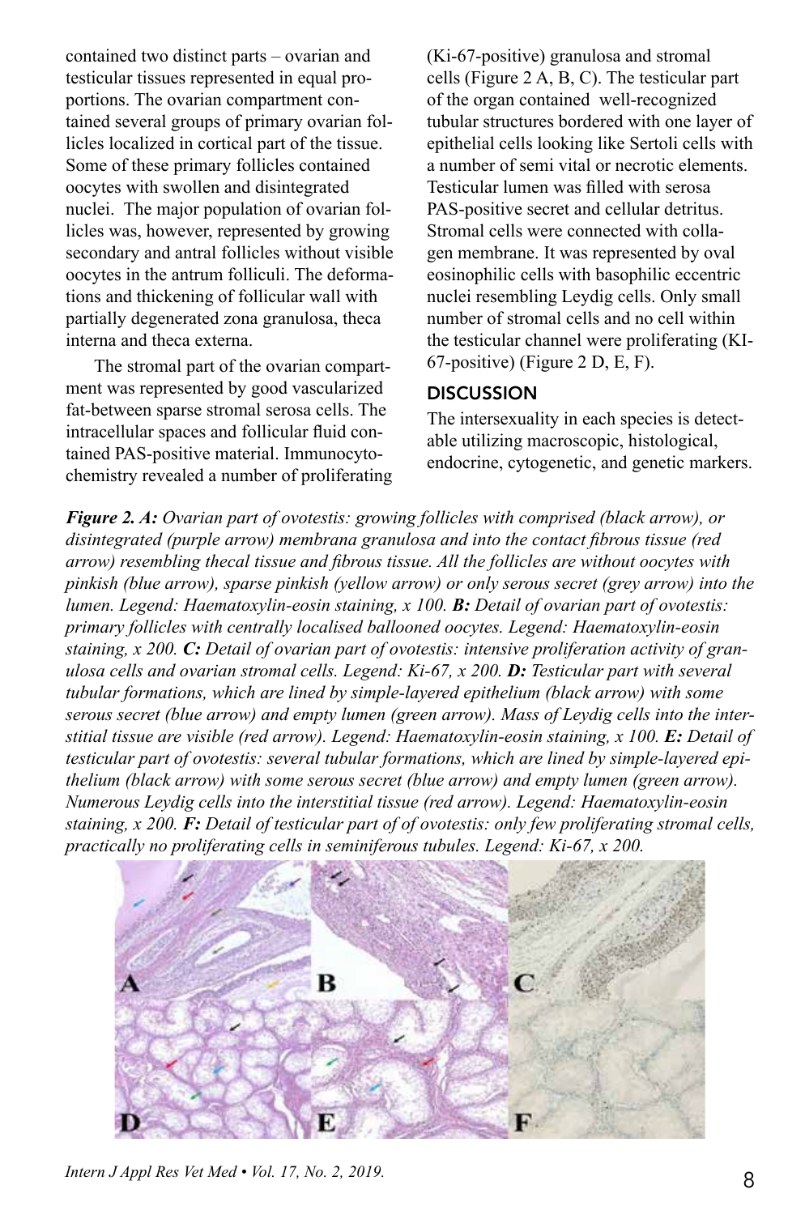contained two distinct parts – ovarian and testicular tissues represented in equal proportions. The ovarian compartment contained several groups of primary ovarian follicles localized in cortical part of the tissue. Some of these primary follicles contained oocytes with swollen and disintegrated nuclei. The major population of ovarian follicles was, however, represented by growing secondary and antral follicles without visible oocytes in the antrum folliculi. The deformations and thickening of follicular wall with partially degenerated zona granulosa, theca interna and theca externa.

The stromal part of the ovarian compartment was represented by good vascularized fat-between sparse stromal serosa cells. The intracellular spaces and follicular fluid contained PAS-positive material. Immunocytochemistry revealed a number of proliferating (Ki-67-positive) granulosa and stromal cells (Figure 2 A, B, C). The testicular part of the organ contained well-recognized tubular structures bordered with one layer of epithelial cells looking like Sertoli cells with a number of semi vital or necrotic elements. Testicular lumen was filled with serosa PAS-positive secret and cellular detritus. Stromal cells were connected with collagen membrane. It was represented by oval eosinophilic cells with basophilic eccentric nuclei resembling Leydig cells. Only small number of stromal cells and no cell within the testicular channel were proliferating (KI-67-positive) (Figure 2 D, E, F).

## DISCUSSION

The intersexuality in each species is detectable utilizing macroscopic, histological, endocrine, cytogenetic, and genetic markers.

***Figure 2. A:*** *Ovarian part of ovotestis: growing follicles with comprised (black arrow), or disintegrated (purple arrow) membrana granulosa and into the contact fibrous tissue (red arrow) resembling thecal tissue and fibrous tissue. All the follicles are without oocytes with pinkish (blue arrow), sparse pinkish (yellow arrow) or only serous secret (grey arrow) into the lumen. Legend: Haematoxylin-eosin staining, x 100.* ***B:*** *Detail of ovarian part of ovotestis: primary follicles with centrally localised ballooned oocytes. Legend: Haematoxylin-eosin staining, x 200.* ***C:*** *Detail of ovarian part of ovotestis: intensive proliferation activity of granulosa cells and ovarian stromal cells. Legend: Ki-67, x 200.* ***D:*** *Testicular part with several tubular formations, which are lined by simple-layered epithelium (black arrow) with some serous secret (blue arrow) and empty lumen (green arrow). Mass of Leydig cells into the interstitial tissue are visible (red arrow). Legend: Haematoxylin-eosin staining, x 100.* ***E:*** *Detail of testicular part of ovotestis: several tubular formations, which are lined by simple-layered epithelium (black arrow) with some serous secret (blue arrow) and empty lumen (green arrow). Numerous Leydig cells into the interstitial tissue (red arrow). Legend: Haematoxylin-eosin staining, x 200.* ***F:*** *Detail of testicular part of of ovotestis: only few proliferating stromal cells, practically no proliferating cells in seminiferous tubules. Legend: Ki-67, x 200.*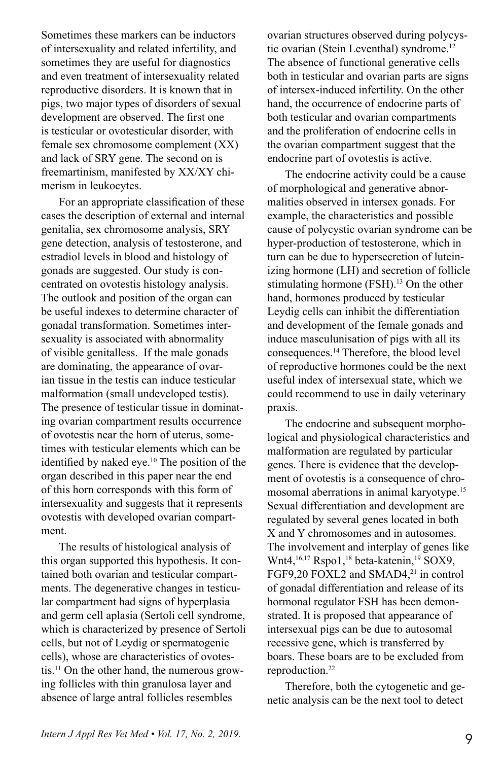Sometimes these markers can be inductors of intersexuality and related infertility, and sometimes they are useful for diagnostics and even treatment of intersexuality related reproductive disorders. It is known that in pigs, two major types of disorders of sexual development are observed. The first one is testicular or ovotesticular disorder, with female sex chromosome complement (XX) and lack of SRY gene. The second on is freemartinism, manifested by XX/XY chimerism in leukocytes.

For an appropriate classification of these cases the description of external and internal genitalia, sex chromosome analysis, SRY gene detection, analysis of testosterone, and estradiol levels in blood and histology of gonads are suggested. Our study is concentrated on ovotestis histology analysis. The outlook and position of the organ can be useful indexes to determine character of gonadal transformation. Sometimes intersexuality is associated with abnormality of visible genitalless. If the male gonads are dominating, the appearance of ovarian tissue in the testis can induce testicular malformation (small undeveloped testis). The presence of testicular tissue in dominating ovarian compartment results occurrence of ovotestis near the horn of uterus, sometimes with testicular elements which can be identified by naked eye.[10] The position of the organ described in this paper near the end of this horn corresponds with this form of intersexuality and suggests that it represents ovotestis with developed ovarian compartment.

The results of histological analysis of this organ supported this hypothesis. It contained both ovarian and testicular compartments. The degenerative changes in testicular compartment had signs of hyperplasia and germ cell aplasia (Sertoli cell syndrome, which is characterized by presence of Sertoli cells, but not of Leydig or spermatogenic cells), whose are characteristics of ovotestis.[11] On the other hand, the numerous growing follicles with thin granulosa layer and absence of large antral follicles resembles ovarian structures observed during polycystic ovarian (Stein Leventhal) syndrome.[12] The absence of functional generative cells both in testicular and ovarian parts are signs of intersex-induced infertility. On the other hand, the occurrence of endocrine parts of both testicular and ovarian compartments and the proliferation of endocrine cells in the ovarian compartment suggest that the endocrine part of ovotestis is active.

The endocrine activity could be a cause of morphological and generative abnormalities observed in intersex gonads. For example, the characteristics and possible cause of polycystic ovarian syndrome can be hyper-production of testosterone, which in turn can be due to hypersecretion of luteinizing hormone (LH) and secretion of follicle stimulating hormone (FSH).[13] On the other hand, hormones produced by testicular Leydig cells can inhibit the differentiation and development of the female gonads and induce masculunisation of pigs with all its consequences.[14] Therefore, the blood level of reproductive hormones could be the next useful index of intersexual state, which we could recommend to use in daily veterinary praxis.

The endocrine and subsequent morphological and physiological characteristics and malformation are regulated by particular genes. There is evidence that the development of ovotestis is a consequence of chromosomal aberrations in animal karyotype.[15] Sexual differentiation and development are regulated by several genes located in both X and Y chromosomes and in autosomes. The involvement and interplay of genes like Wnt4,[16,17] Rspo1,[18] beta-katenin,[19] SOX9, FGF9,20 FOXL2 and SMAD4,[21] in control of gonadal differentiation and release of its hormonal regulator FSH has been demonstrated. It is proposed that appearance of intersexual pigs can be due to autosomal recessive gene, which is transferred by boars. These boars are to be excluded from reproduction.[22]

Therefore, both the cytogenetic and genetic analysis can be the next tool to detect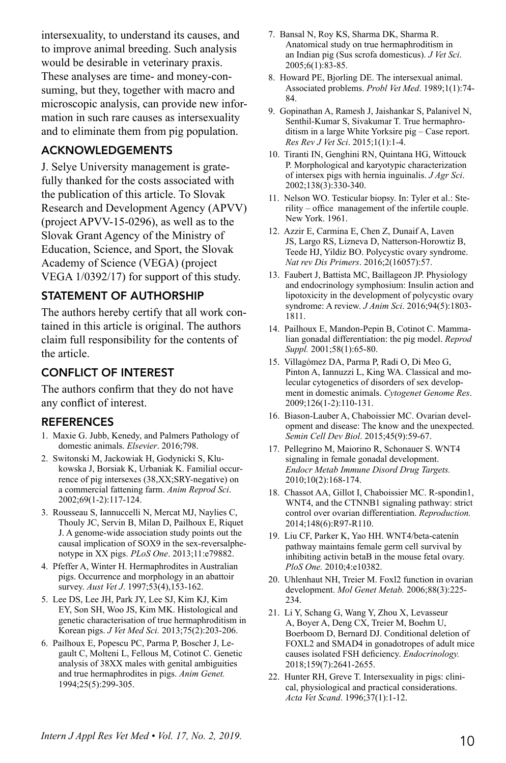intersexuality, to understand its causes, and to improve animal breeding. Such analysis would be desirable in veterinary praxis. These analyses are time- and money-consuming, but they, together with macro and microscopic analysis, can provide new information in such rare causes as intersexuality and to eliminate them from pig population.

## ACKNOWLEDGEMENTS

J. Selye University management is gratefully thanked for the costs associated with the publication of this article. To Slovak Research and Development Agency (APVV) (project APVV-15-0296), as well as to the Slovak Grant Agency of the Ministry of Education, Science, and Sport, the Slovak Academy of Science (VEGA) (project VEGA 1/0392/17) for support of this study.

## STATEMENT OF AUTHORSHIP

The authors hereby certify that all work contained in this article is original. The authors claim full responsibility for the contents of the article.

## CONFLICT OF INTEREST

The authors confirm that they do not have any conflict of interest.

## REFERENCES

1. Maxie G. Jubb, Kenedy, and Palmers Pathology of domestic animals. *Elsevier*. 2016;798.
2. Switonski M, Jackowiak H, Godynicki S, Klukowska J, Borsiak K, Urbaniak K. Familial occurrence of pig intersexes (38,XX;SRY-negative) on a commercial fattening farm. *Anim Reprod Sci*. 2002;69(1-2):117-124.
3. Rousseau S, Iannuccelli N, Mercat MJ, Naylies C, Thouly JC, Servin B, Milan D, Pailhoux E, Riquet J. A genome-wide association study points out the causal implication of SOX9 in the sex-reversalphenotype in XX pigs. *PLoS One*. 2013;11:e79882.
4. Pfeffer A, Winter H. Hermaphrodites in Australian pigs. Occurrence and morphology in an abattoir survey. *Aust Vet J*. 1997;53(4),153-162.
5. Lee DS, Lee JH, Park JY, Lee SJ, Kim KJ, Kim EY, Son SH, Woo JS, Kim MK. Histological and genetic characterisation of true hermaphroditism in Korean pigs. *J Vet Med Sci.* 2013;75(2):203-206.
6. Pailhoux E, Popescu PC, Parma P, Boscher J, Legault C, Molteni L, Fellous M, Cotinot C. Genetic analysis of 38XX males with genital ambiguities and true hermaphrodites in pigs. *Anim Genet.* 1994;25(5):299-305.
7. Bansal N, Roy KS, Sharma DK, Sharma R. Anatomical study on true hermaphroditism in an Indian pig (Sus scrofa domesticus). *J Vet Sci*. 2005;6(1):83-85.
8. Howard PE, Bjorling DE. The intersexual animal. Associated problems. *Probl Vet Med*. 1989;1(1):74-84.
9. Gopinathan A, Ramesh J, Jaishankar S, Palanivel N, Senthil-Kumar S, Sivakumar T. True hermaphroditism in a large White Yorksire pig – Case report. *Res Rev J Vet Sci*. 2015;1(1):1-4.
10. Tiranti IN, Genghini RN, Quintana HG, Wittouck P. Morphological and karyotypic characterization of intersex pigs with hernia inguinalis. *J Agr Sci*. 2002;138(3):330-340.
11. Nelson WO. Testicular biopsy. In: Tyler et al.: Sterility – office management of the infertile couple. New York. 1961.
12. Azzir E, Carmina E, Chen Z, Dunaif A, Laven JS, Largo RS, Lizneva D, Natterson-Horowtiz B, Teede HJ, Yildiz BO. Polycystic ovary syndrome. *Nat rev Dis Primers*. 2016;2(16057):57.
13. Faubert J, Battista MC, Baillageon JP. Physiology and endocrinology symphosium: Insulin action and lipotoxicity in the development of polycystic ovary syndrome: A review. *J Anim Sci*. 2016;94(5):1803-1811.
14. Pailhoux E, Mandon-Pepin B, Cotinot C. Mammalian gonadal differentiation: the pig model. *Reprod Suppl.* 2001;58(1):65-80.
15. Villagómez DA, Parma P, Radi O, Di Meo G, Pinton A, Iannuzzi L, King WA. Classical and molecular cytogenetics of disorders of sex development in domestic animals. *Cytogenet Genome Res*. 2009;126(1-2):110-131.
16. Biason-Lauber A, Chaboissier MC. Ovarian development and disease: The know and the unexpected. *Semin Cell Dev Biol*. 2015;45(9):59-67.
17. Pellegrino M, Maiorino R, Schonauer S. WNT4 signaling in female gonadal development. *Endocr Metab Immune Disord Drug Targets.* 2010;10(2):168-174.
18. Chassot AA, Gillot I, Chaboissier MC. R-spondin1, WNT4, and the CTNNB1 signaling pathway: strict control over ovarian differentiation. *Reproduction.* 2014;148(6):R97-R110.
19. Liu CF, Parker K, Yao HH. WNT4/beta-catenín pathway maintains female germ cell survival by inhibiting activin betaB in the mouse fetal ovary. *PloS One.* 2010;4:e10382.
20. Uhlenhaut NH, Treier M. Foxl2 function in ovarian development. *Mol Genet Metab.* 2006;88(3):225-234.
21. Li Y, Schang G, Wang Y, Zhou X, Levasseur A, Boyer A, Deng CX, Treier M, Boehm U, Boerboom D, Bernard DJ. Conditional deletion of FOXL2 and SMAD4 in gonadotropes of adult mice causes isolated FSH deficiency. *Endocrinology.* 2018;159(7):2641-2655.
22. Hunter RH, Greve T. Intersexuality in pigs: clinical, physiological and practical considerations. *Acta Vet Scand*. 1996;37(1):1-12.